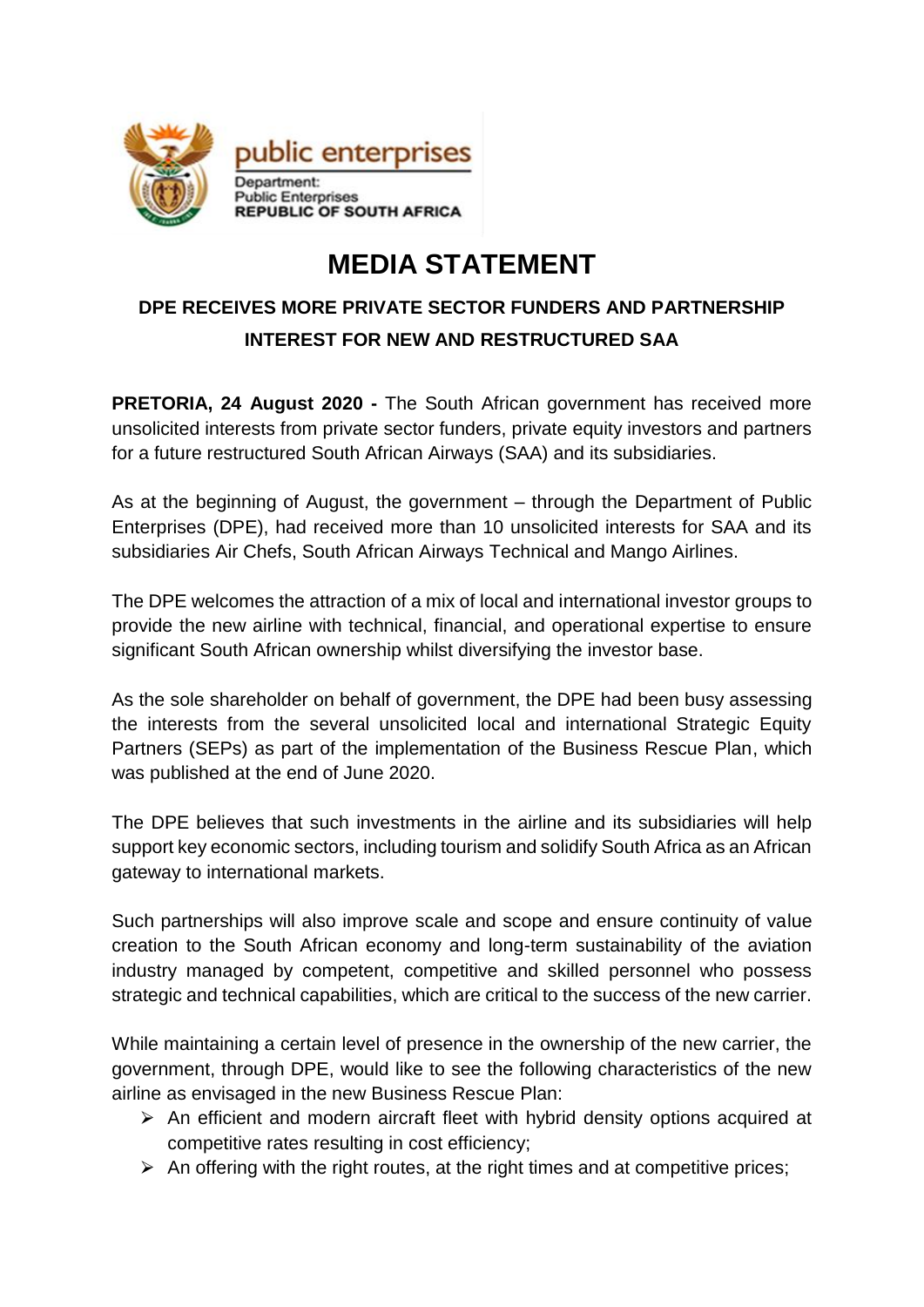public enterprises

Department:
Public Enterprises
REPUBLIC OF SOUTH AFRICA

# MEDIA STATEMENT

## DPE RECEIVES MORE PRIVATE SECTOR FUNDERS AND PARTNERSHIP INTEREST FOR NEW AND RESTRUCTURED SAA

**PRETORIA, 24 August 2020 -** The South African government has received more unsolicited interests from private sector funders, private equity investors and partners for a future restructured South African Airways (SAA) and its subsidiaries.

As at the beginning of August, the government – through the Department of Public Enterprises (DPE), had received more than 10 unsolicited interests for SAA and its subsidiaries Air Chefs, South African Airways Technical and Mango Airlines.

The DPE welcomes the attraction of a mix of local and international investor groups to provide the new airline with technical, financial, and operational expertise to ensure significant South African ownership whilst diversifying the investor base.

As the sole shareholder on behalf of government, the DPE had been busy assessing the interests from the several unsolicited local and international Strategic Equity Partners (SEPs) as part of the implementation of the Business Rescue Plan, which was published at the end of June 2020.

The DPE believes that such investments in the airline and its subsidiaries will help support key economic sectors, including tourism and solidify South Africa as an African gateway to international markets.

Such partnerships will also improve scale and scope and ensure continuity of value creation to the South African economy and long-term sustainability of the aviation industry managed by competent, competitive and skilled personnel who possess strategic and technical capabilities, which are critical to the success of the new carrier.

While maintaining a certain level of presence in the ownership of the new carrier, the government, through DPE, would like to see the following characteristics of the new airline as envisaged in the new Business Rescue Plan:

- An efficient and modern aircraft fleet with hybrid density options acquired at competitive rates resulting in cost efficiency;
- An offering with the right routes, at the right times and at competitive prices;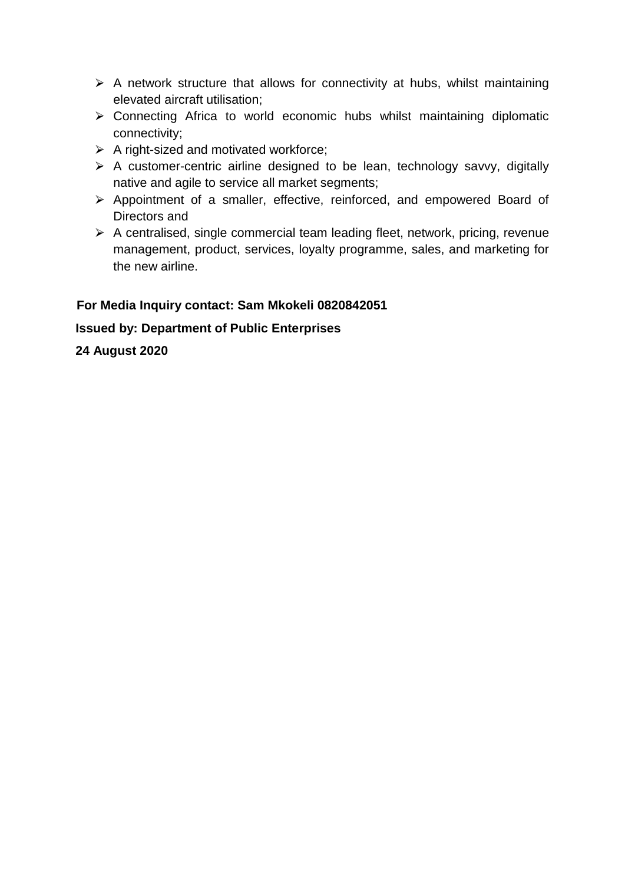- A network structure that allows for connectivity at hubs, whilst maintaining elevated aircraft utilisation;
- Connecting Africa to world economic hubs whilst maintaining diplomatic connectivity;
- A right-sized and motivated workforce;
- A customer-centric airline designed to be lean, technology savvy, digitally native and agile to service all market segments;
- Appointment of a smaller, effective, reinforced, and empowered Board of Directors and
- A centralised, single commercial team leading fleet, network, pricing, revenue management, product, services, loyalty programme, sales, and marketing for the new airline.

**For Media Inquiry contact: Sam Mkokeli 0820842051**

**Issued by: Department of Public Enterprises**

**24 August 2020**